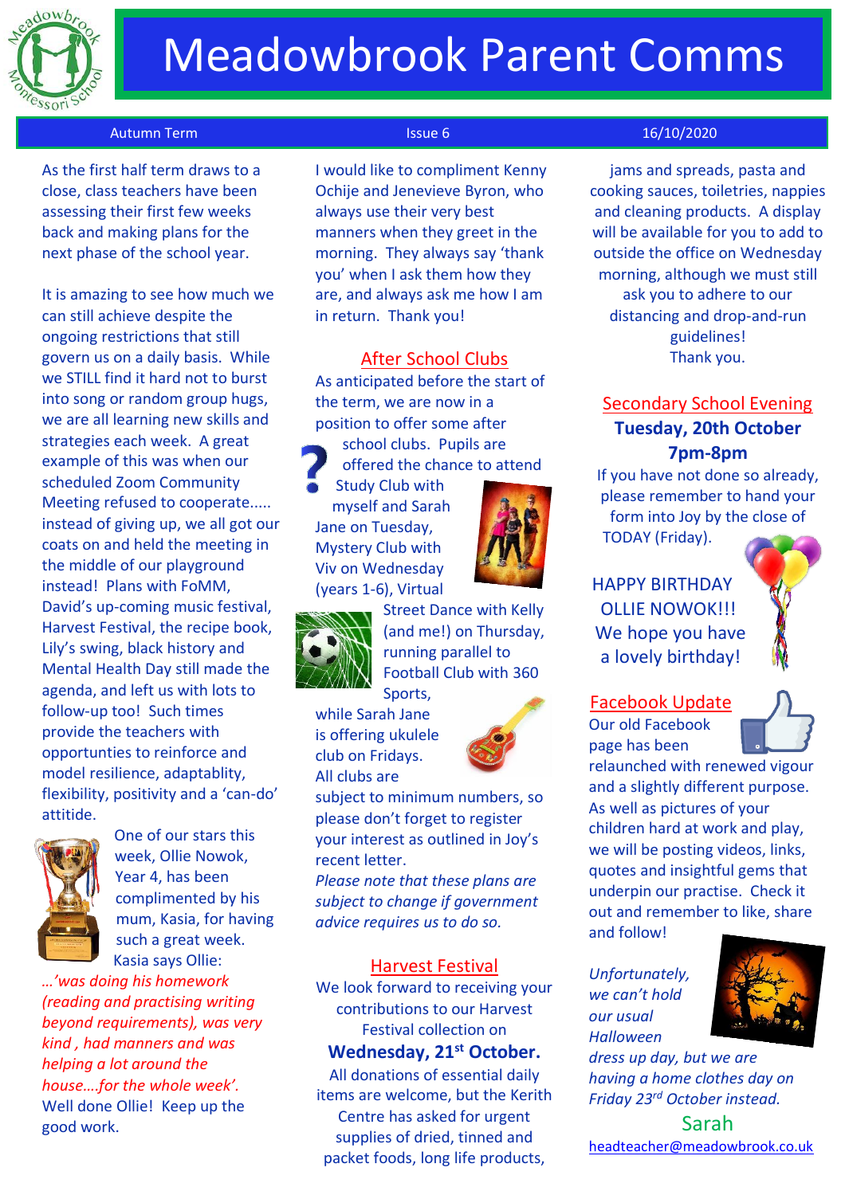# Meadowbrook Parent Comms

Autumn Term | Issue 6 | 16/10/2020

As the first half term draws to a close, class teachers have been assessing their first few weeks back and making plans for the next phase of the school year.

It is amazing to see how much we can still achieve despite the ongoing restrictions that still govern us on a daily basis. While we STILL find it hard not to burst into song or random group hugs, we are all learning new skills and strategies each week. A great example of this was when our scheduled Zoom Community Meeting refused to cooperate….. instead of giving up, we all got our coats on and held the meeting in the middle of our playground instead! Plans with FoMM, David's up-coming music festival, Harvest Festival, the recipe book, Lily's swing, black history and Mental Health Day still made the agenda, and left us with lots to follow-up too! Such times provide the teachers with opportunties to reinforce and model resilience, adaptablity, flexibility, positivity and a 'can-do' attitide.

One of our stars this week, Ollie Nowok, Year 4, has been complimented by his mum, Kasia, for having such a great week. Kasia says Ollie:

*…'was doing his homework (reading and practising writing beyond requirements), was very kind , had manners and was helping a lot around the house….for the whole week'.*

Well done Ollie! Keep up the good work.

I would like to compliment Kenny Ochije and Jenevieve Byron, who always use their very best manners when they greet in the morning. They always say 'thank you' when I ask them how they are, and always ask me how I am in return. Thank you!

## After School Clubs

As anticipated before the start of the term, we are now in a position to offer some after school clubs. Pupils are offered the chance to attend Study Club with myself and Sarah Jane on Tuesday, Mystery Club with Viv on Wednesday (years 1-6), Virtual Street Dance with Kelly (and me!) on Thursday, running parallel to Football Club with 360 Sports, while Sarah Jane is offering ukulele club on Fridays. All clubs are subject to minimum numbers, so please don't forget to register your interest as outlined in Joy's recent letter.

*Please note that these plans are subject to change if government advice requires us to do so.*

## Harvest Festival

We look forward to receiving your contributions to our Harvest Festival collection on

**Wednesday, 21st October.**

All donations of essential daily items are welcome, but the Kerith Centre has asked for urgent supplies of dried, tinned and packet foods, long life products, jams and spreads, pasta and cooking sauces, toiletries, nappies and cleaning products. A display will be available for you to add to outside the office on Wednesday morning, although we must still ask you to adhere to our distancing and drop-and-run guidelines!

Thank you.

## Secondary School Evening

**Tuesday, 20th October**

**7pm-8pm**

If you have not done so already, please remember to hand your form into Joy by the close of TODAY (Friday).

HAPPY BIRTHDAY OLLIE NOWOK!!! We hope you have a lovely birthday!

## Facebook Update

Our old Facebook page has been relaunched with renewed vigour and a slightly different purpose. As well as pictures of your children hard at work and play, we will be posting videos, links, quotes and insightful gems that underpin our practise. Check it out and remember to like, share and follow!

*Unfortunately, we can't hold our usual Halloween dress up day, but we are having a home clothes day on Friday 23rd October instead.*

Sarah

headteacher@meadowbrook.co.uk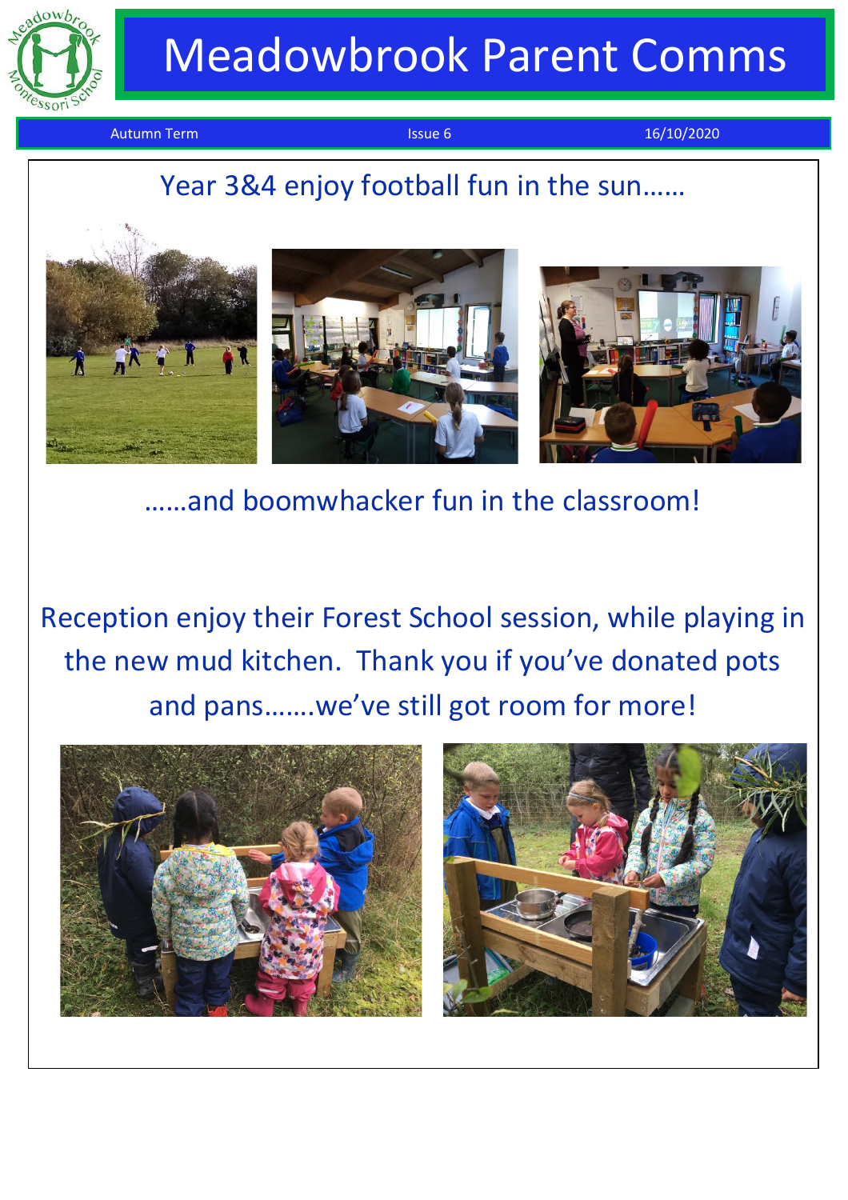# Meadowbrook Parent Comms

Autumn Term | Issue 6 | 16/10/2020

## Year 3&4 enjoy football fun in the sun……

……and boomwhacker fun in the classroom!

Reception enjoy their Forest School session, while playing in the new mud kitchen. Thank you if you've donated pots and pans…….we've still got room for more!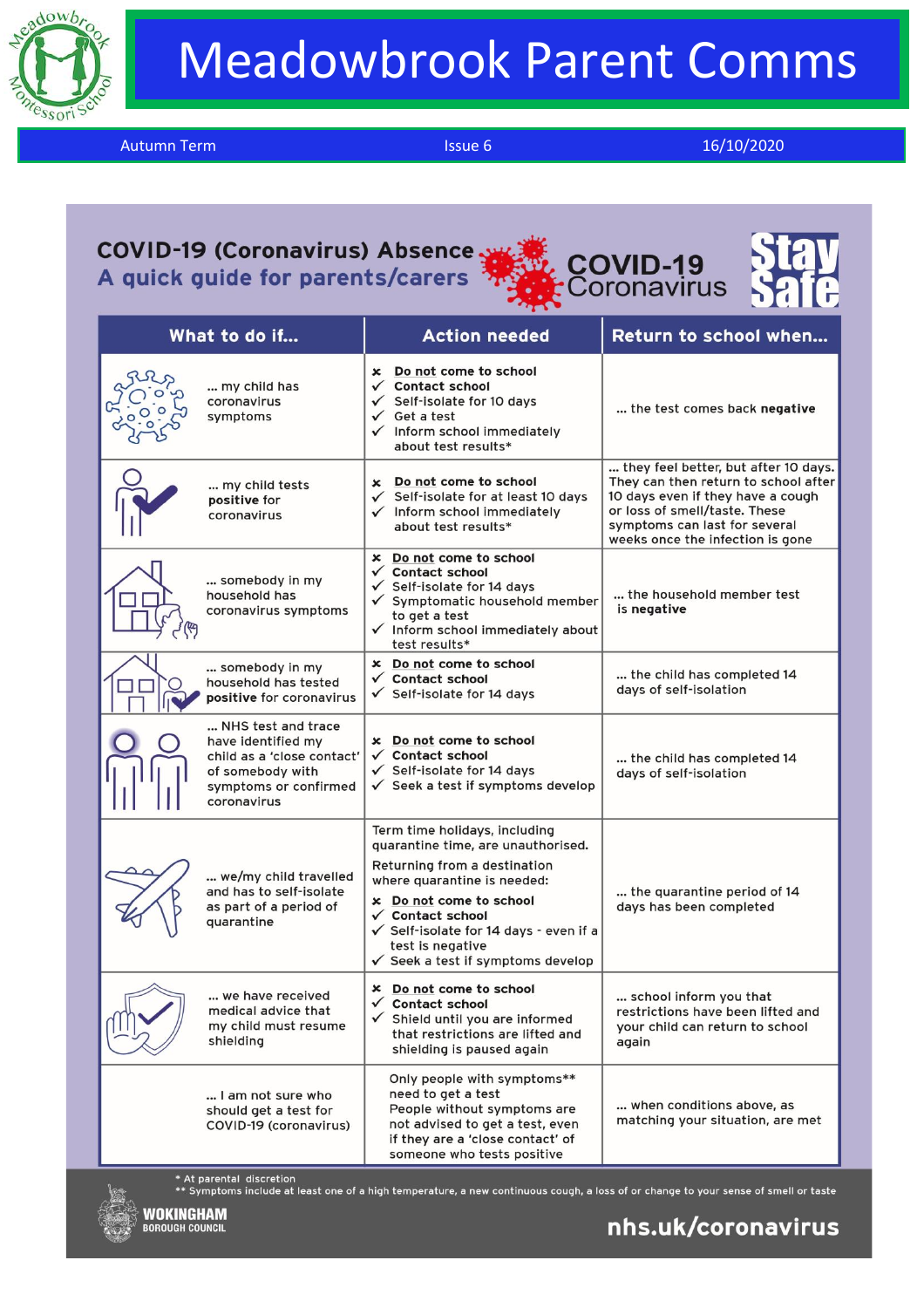# Meadowbrook Parent Comms

Autumn Term | Issue 6 | 16/10/2020

## COVID-19 (Coronavirus) Absence

### A quick guide for parents/carers

COVID-19 Coronavirus

Stay Safe

| What to do if... | Action needed | Return to school when... |
|---|---|---|
| ... my child has coronavirus symptoms | ✗ Do not come to school<br>✓ Contact school<br>✓ Self-isolate for 10 days<br>✓ Get a test<br>✓ Inform school immediately about test results* | ... the test comes back **negative** |
| ... my child tests **positive** for coronavirus | ✗ Do not come to school<br>✓ Self-isolate for at least 10 days<br>✓ Inform school immediately about test results* | ... they feel better, but after 10 days. They can then return to school after 10 days even if they have a cough or loss of smell/taste. These symptoms can last for several weeks once the infection is gone |
| ... somebody in my household has coronavirus symptoms | ✗ Do not come to school<br>✓ Contact school<br>✓ Self-isolate for 14 days<br>✓ Symptomatic household member to get a test<br>✓ Inform school immediately about test results* | ... the household member test is **negative** |
| ... somebody in my household has tested **positive** for coronavirus | ✗ Do not come to school<br>✓ Contact school<br>✓ Self-isolate for 14 days | ... the child has completed 14 days of self-isolation |
| ... NHS test and trace have identified my child as a 'close contact' of somebody with symptoms or confirmed coronavirus | ✗ Do not come to school<br>✓ Contact school<br>✓ Self-isolate for 14 days<br>✓ Seek a test if symptoms develop | ... the child has completed 14 days of self-isolation |
| ... we/my child travelled and has to self-isolate as part of a period of quarantine | Term time holidays, including quarantine time, are unauthorised.<br>Returning from a destination where quarantine is needed:<br>✗ Do not come to school<br>✓ Contact school<br>✓ Self-isolate for 14 days - even if a test is negative<br>✓ Seek a test if symptoms develop | ... the quarantine period of 14 days has been completed |
| ... we have received medical advice that my child must resume shielding | ✗ Do not come to school<br>✓ Contact school<br>✓ Shield until you are informed that restrictions are lifted and shielding is paused again | ... school inform you that restrictions have been lifted and your child can return to school again |
| ... I am not sure who should get a test for COVID-19 (coronavirus) | Only people with symptoms** need to get a test<br>People without symptoms are not advised to get a test, even if they are a 'close contact' of someone who tests positive | ... when conditions above, as matching your situation, are met |

\* At parental discretion
\*\* Symptoms include at least one of a high temperature, a new continuous cough, a loss of or change to your sense of smell or taste

WOKINGHAM BOROUGH COUNCIL

nhs.uk/coronavirus